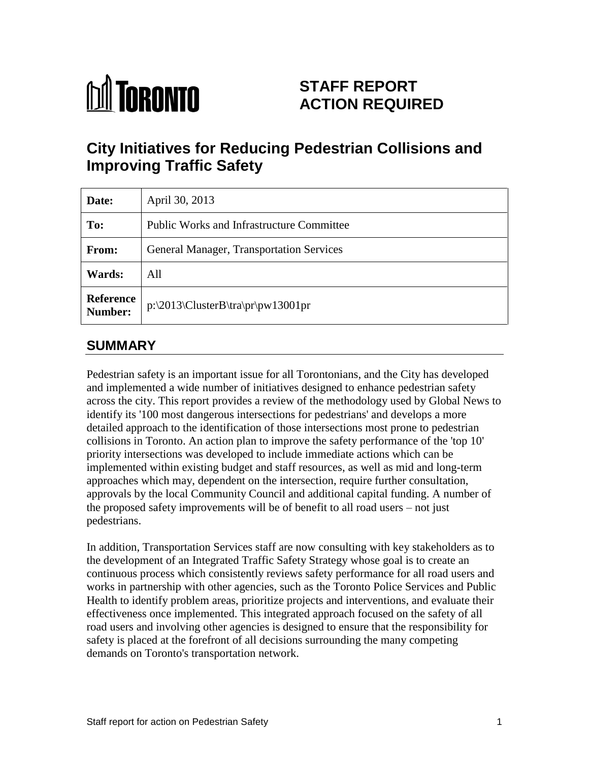TORONTO

# STAFF REPORT ACTION REQUIRED

# City Initiatives for Reducing Pedestrian Collisions and Improving Traffic Safety

| | |
|---|---|
| **Date:** | April 30, 2013 |
| **To:** | Public Works and Infrastructure Committee |
| **From:** | General Manager, Transportation Services |
| **Wards:** | All |
| **Reference Number:** | p:\2013\ClusterB\tra\pr\pw13001pr |

## SUMMARY

Pedestrian safety is an important issue for all Torontonians, and the City has developed and implemented a wide number of initiatives designed to enhance pedestrian safety across the city. This report provides a review of the methodology used by Global News to identify its '100 most dangerous intersections for pedestrians' and develops a more detailed approach to the identification of those intersections most prone to pedestrian collisions in Toronto. An action plan to improve the safety performance of the 'top 10' priority intersections was developed to include immediate actions which can be implemented within existing budget and staff resources, as well as mid and long-term approaches which may, dependent on the intersection, require further consultation, approvals by the local Community Council and additional capital funding. A number of the proposed safety improvements will be of benefit to all road users – not just pedestrians.

In addition, Transportation Services staff are now consulting with key stakeholders as to the development of an Integrated Traffic Safety Strategy whose goal is to create an continuous process which consistently reviews safety performance for all road users and works in partnership with other agencies, such as the Toronto Police Services and Public Health to identify problem areas, prioritize projects and interventions, and evaluate their effectiveness once implemented. This integrated approach focused on the safety of all road users and involving other agencies is designed to ensure that the responsibility for safety is placed at the forefront of all decisions surrounding the many competing demands on Toronto's transportation network.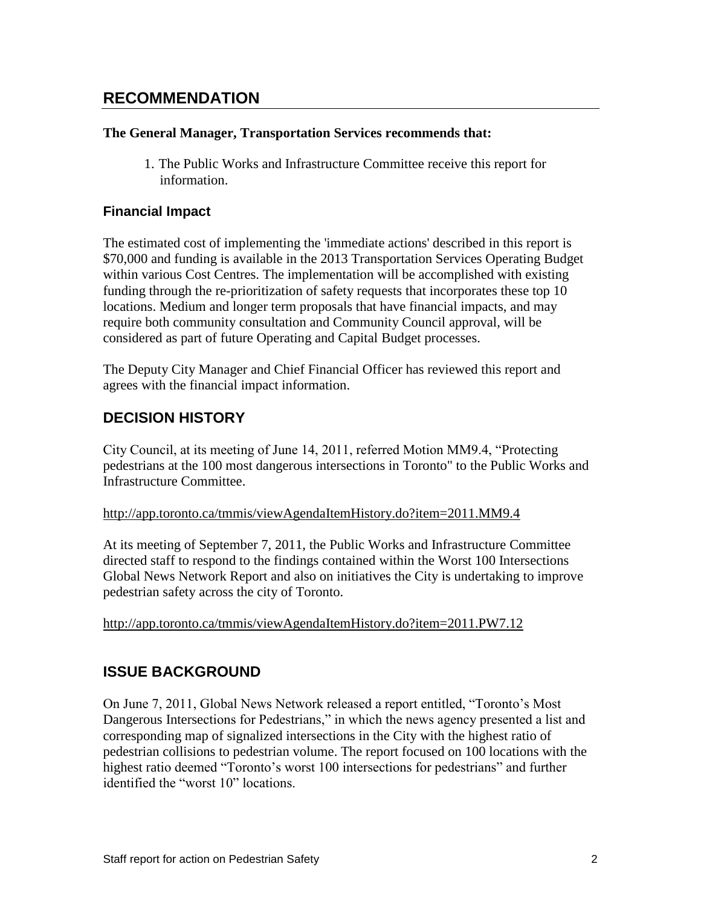## RECOMMENDATION

**The General Manager, Transportation Services recommends that:**

1. The Public Works and Infrastructure Committee receive this report for information.

### Financial Impact

The estimated cost of implementing the 'immediate actions' described in this report is $70,000 and funding is available in the 2013 Transportation Services Operating Budget within various Cost Centres. The implementation will be accomplished with existing funding through the re-prioritization of safety requests that incorporates these top 10 locations. Medium and longer term proposals that have financial impacts, and may require both community consultation and Community Council approval, will be considered as part of future Operating and Capital Budget processes.

The Deputy City Manager and Chief Financial Officer has reviewed this report and agrees with the financial impact information.

## DECISION HISTORY

City Council, at its meeting of June 14, 2011, referred Motion MM9.4, "Protecting pedestrians at the 100 most dangerous intersections in Toronto" to the Public Works and Infrastructure Committee.

http://app.toronto.ca/tmmis/viewAgendaItemHistory.do?item=2011.MM9.4

At its meeting of September 7, 2011, the Public Works and Infrastructure Committee directed staff to respond to the findings contained within the Worst 100 Intersections Global News Network Report and also on initiatives the City is undertaking to improve pedestrian safety across the city of Toronto.

http://app.toronto.ca/tmmis/viewAgendaItemHistory.do?item=2011.PW7.12

## ISSUE BACKGROUND

On June 7, 2011, Global News Network released a report entitled, "Toronto's Most Dangerous Intersections for Pedestrians," in which the news agency presented a list and corresponding map of signalized intersections in the City with the highest ratio of pedestrian collisions to pedestrian volume. The report focused on 100 locations with the highest ratio deemed "Toronto's worst 100 intersections for pedestrians" and further identified the "worst 10" locations.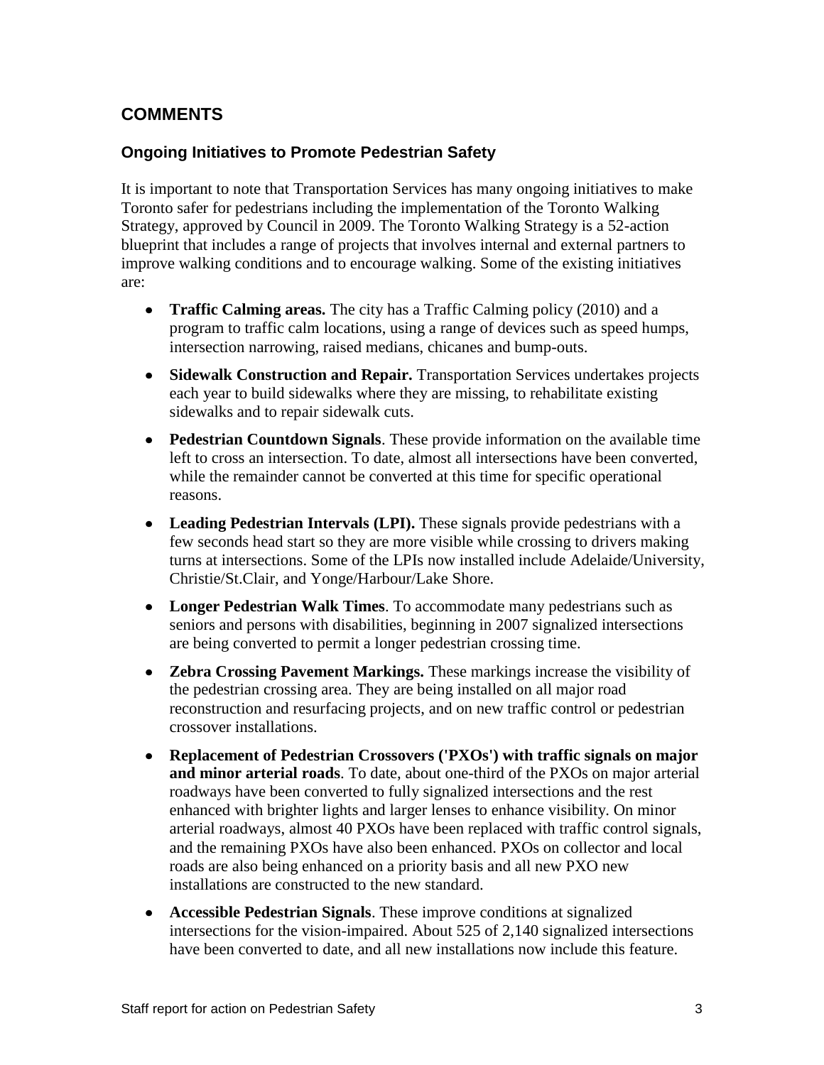## COMMENTS

### Ongoing Initiatives to Promote Pedestrian Safety

It is important to note that Transportation Services has many ongoing initiatives to make Toronto safer for pedestrians including the implementation of the Toronto Walking Strategy, approved by Council in 2009. The Toronto Walking Strategy is a 52-action blueprint that includes a range of projects that involves internal and external partners to improve walking conditions and to encourage walking. Some of the existing initiatives are:

- **Traffic Calming areas.** The city has a Traffic Calming policy (2010) and a program to traffic calm locations, using a range of devices such as speed humps, intersection narrowing, raised medians, chicanes and bump-outs.
- **Sidewalk Construction and Repair.** Transportation Services undertakes projects each year to build sidewalks where they are missing, to rehabilitate existing sidewalks and to repair sidewalk cuts.
- **Pedestrian Countdown Signals**. These provide information on the available time left to cross an intersection. To date, almost all intersections have been converted, while the remainder cannot be converted at this time for specific operational reasons.
- **Leading Pedestrian Intervals (LPI).** These signals provide pedestrians with a few seconds head start so they are more visible while crossing to drivers making turns at intersections. Some of the LPIs now installed include Adelaide/University, Christie/St.Clair, and Yonge/Harbour/Lake Shore.
- **Longer Pedestrian Walk Times**. To accommodate many pedestrians such as seniors and persons with disabilities, beginning in 2007 signalized intersections are being converted to permit a longer pedestrian crossing time.
- **Zebra Crossing Pavement Markings.** These markings increase the visibility of the pedestrian crossing area. They are being installed on all major road reconstruction and resurfacing projects, and on new traffic control or pedestrian crossover installations.
- **Replacement of Pedestrian Crossovers ('PXOs') with traffic signals on major and minor arterial roads**. To date, about one-third of the PXOs on major arterial roadways have been converted to fully signalized intersections and the rest enhanced with brighter lights and larger lenses to enhance visibility. On minor arterial roadways, almost 40 PXOs have been replaced with traffic control signals, and the remaining PXOs have also been enhanced. PXOs on collector and local roads are also being enhanced on a priority basis and all new PXO new installations are constructed to the new standard.
- **Accessible Pedestrian Signals**. These improve conditions at signalized intersections for the vision-impaired. About 525 of 2,140 signalized intersections have been converted to date, and all new installations now include this feature.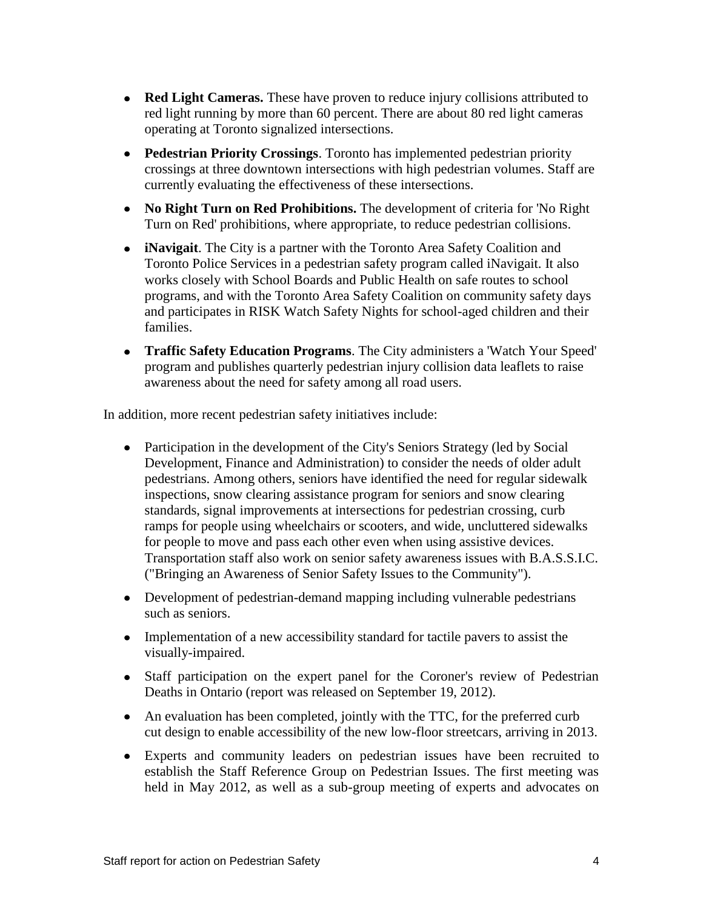- **Red Light Cameras.** These have proven to reduce injury collisions attributed to red light running by more than 60 percent. There are about 80 red light cameras operating at Toronto signalized intersections.
- **Pedestrian Priority Crossings**. Toronto has implemented pedestrian priority crossings at three downtown intersections with high pedestrian volumes. Staff are currently evaluating the effectiveness of these intersections.
- **No Right Turn on Red Prohibitions.** The development of criteria for 'No Right Turn on Red' prohibitions, where appropriate, to reduce pedestrian collisions.
- **iNavigait**. The City is a partner with the Toronto Area Safety Coalition and Toronto Police Services in a pedestrian safety program called iNavigait. It also works closely with School Boards and Public Health on safe routes to school programs, and with the Toronto Area Safety Coalition on community safety days and participates in RISK Watch Safety Nights for school-aged children and their families.
- **Traffic Safety Education Programs**. The City administers a 'Watch Your Speed' program and publishes quarterly pedestrian injury collision data leaflets to raise awareness about the need for safety among all road users.

In addition, more recent pedestrian safety initiatives include:

- Participation in the development of the City's Seniors Strategy (led by Social Development, Finance and Administration) to consider the needs of older adult pedestrians. Among others, seniors have identified the need for regular sidewalk inspections, snow clearing assistance program for seniors and snow clearing standards, signal improvements at intersections for pedestrian crossing, curb ramps for people using wheelchairs or scooters, and wide, uncluttered sidewalks for people to move and pass each other even when using assistive devices. Transportation staff also work on senior safety awareness issues with B.A.S.S.I.C. ("Bringing an Awareness of Senior Safety Issues to the Community").
- Development of pedestrian-demand mapping including vulnerable pedestrians such as seniors.
- Implementation of a new accessibility standard for tactile pavers to assist the visually-impaired.
- Staff participation on the expert panel for the Coroner's review of Pedestrian Deaths in Ontario (report was released on September 19, 2012).
- An evaluation has been completed, jointly with the TTC, for the preferred curb cut design to enable accessibility of the new low-floor streetcars, arriving in 2013.
- Experts and community leaders on pedestrian issues have been recruited to establish the Staff Reference Group on Pedestrian Issues. The first meeting was held in May 2012, as well as a sub-group meeting of experts and advocates on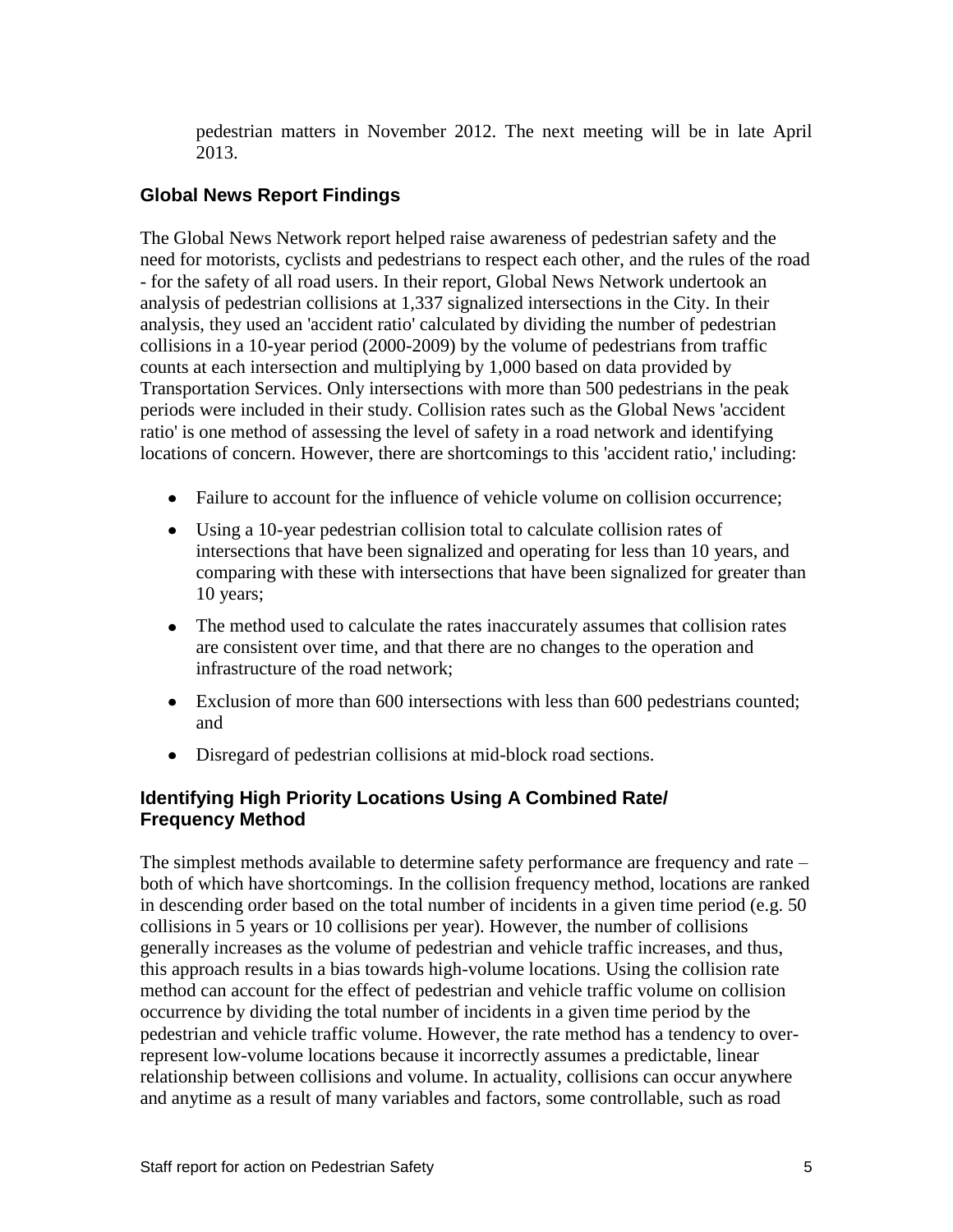pedestrian matters in November 2012. The next meeting will be in late April 2013.

### Global News Report Findings

The Global News Network report helped raise awareness of pedestrian safety and the need for motorists, cyclists and pedestrians to respect each other, and the rules of the road - for the safety of all road users. In their report, Global News Network undertook an analysis of pedestrian collisions at 1,337 signalized intersections in the City. In their analysis, they used an 'accident ratio' calculated by dividing the number of pedestrian collisions in a 10-year period (2000-2009) by the volume of pedestrians from traffic counts at each intersection and multiplying by 1,000 based on data provided by Transportation Services. Only intersections with more than 500 pedestrians in the peak periods were included in their study. Collision rates such as the Global News 'accident ratio' is one method of assessing the level of safety in a road network and identifying locations of concern. However, there are shortcomings to this 'accident ratio,' including:

- Failure to account for the influence of vehicle volume on collision occurrence;
- Using a 10-year pedestrian collision total to calculate collision rates of intersections that have been signalized and operating for less than 10 years, and comparing with these with intersections that have been signalized for greater than 10 years;
- The method used to calculate the rates inaccurately assumes that collision rates are consistent over time, and that there are no changes to the operation and infrastructure of the road network;
- Exclusion of more than 600 intersections with less than 600 pedestrians counted; and
- Disregard of pedestrian collisions at mid-block road sections.

### Identifying High Priority Locations Using A Combined Rate/ Frequency Method

The simplest methods available to determine safety performance are frequency and rate – both of which have shortcomings. In the collision frequency method, locations are ranked in descending order based on the total number of incidents in a given time period (e.g. 50 collisions in 5 years or 10 collisions per year). However, the number of collisions generally increases as the volume of pedestrian and vehicle traffic increases, and thus, this approach results in a bias towards high-volume locations. Using the collision rate method can account for the effect of pedestrian and vehicle traffic volume on collision occurrence by dividing the total number of incidents in a given time period by the pedestrian and vehicle traffic volume. However, the rate method has a tendency to over-represent low-volume locations because it incorrectly assumes a predictable, linear relationship between collisions and volume. In actuality, collisions can occur anywhere and anytime as a result of many variables and factors, some controllable, such as road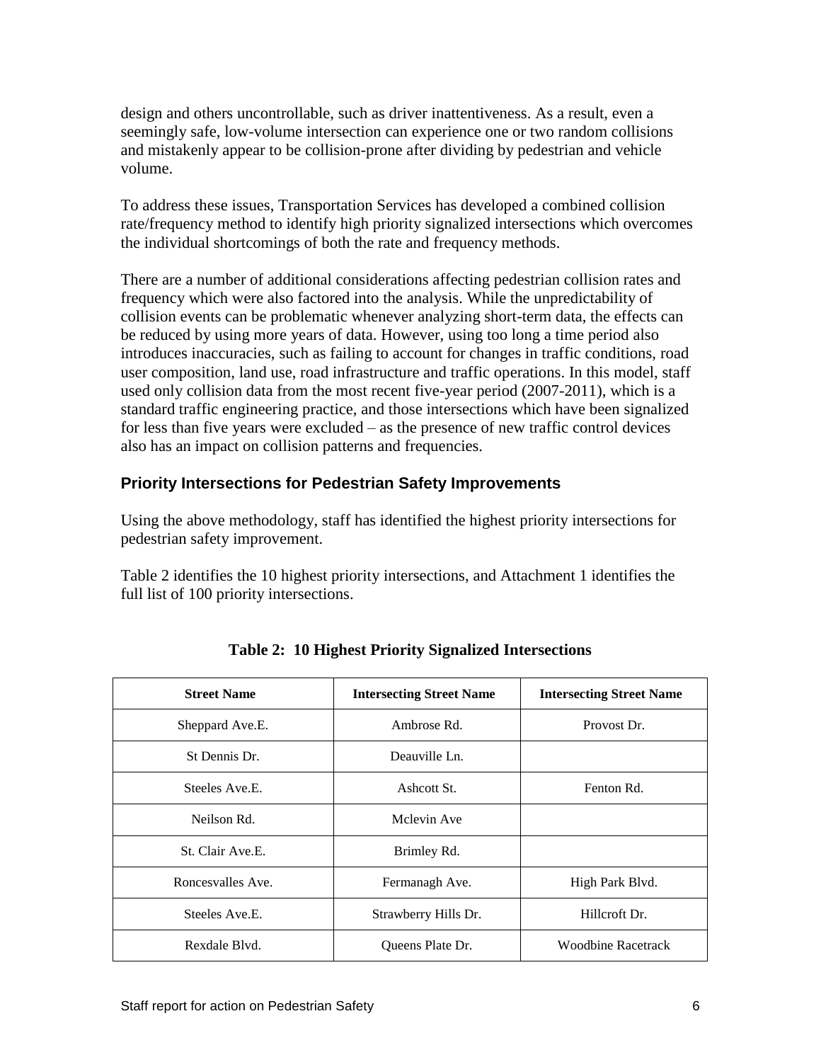design and others uncontrollable, such as driver inattentiveness. As a result, even a seemingly safe, low-volume intersection can experience one or two random collisions and mistakenly appear to be collision-prone after dividing by pedestrian and vehicle volume.

To address these issues, Transportation Services has developed a combined collision rate/frequency method to identify high priority signalized intersections which overcomes the individual shortcomings of both the rate and frequency methods.

There are a number of additional considerations affecting pedestrian collision rates and frequency which were also factored into the analysis. While the unpredictability of collision events can be problematic whenever analyzing short-term data, the effects can be reduced by using more years of data. However, using too long a time period also introduces inaccuracies, such as failing to account for changes in traffic conditions, road user composition, land use, road infrastructure and traffic operations. In this model, staff used only collision data from the most recent five-year period (2007-2011), which is a standard traffic engineering practice, and those intersections which have been signalized for less than five years were excluded – as the presence of new traffic control devices also has an impact on collision patterns and frequencies.

## Priority Intersections for Pedestrian Safety Improvements

Using the above methodology, staff has identified the highest priority intersections for pedestrian safety improvement.

Table 2 identifies the 10 highest priority intersections, and Attachment 1 identifies the full list of 100 priority intersections.

**Table 2: 10 Highest Priority Signalized Intersections**

| Street Name | Intersecting Street Name | Intersecting Street Name |
|---|---|---|
| Sheppard Ave.E. | Ambrose Rd. | Provost Dr. |
| St Dennis Dr. | Deauville Ln. | |
| Steeles Ave.E. | Ashcott St. | Fenton Rd. |
| Neilson Rd. | Mclevin Ave | |
| St. Clair Ave.E. | Brimley Rd. | |
| Roncesvalles Ave. | Fermanagh Ave. | High Park Blvd. |
| Steeles Ave.E. | Strawberry Hills Dr. | Hillcroft Dr. |
| Rexdale Blvd. | Queens Plate Dr. | Woodbine Racetrack |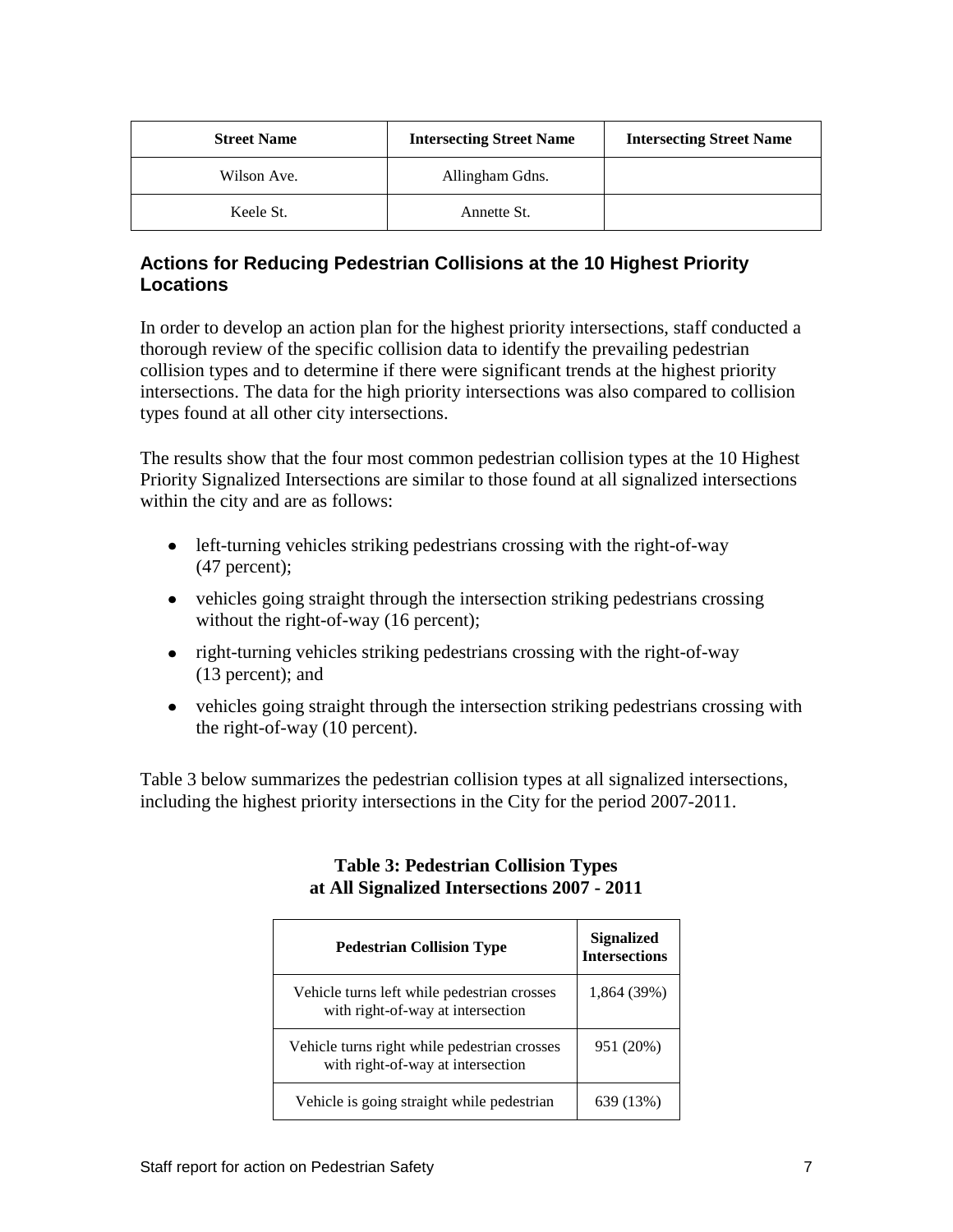| Street Name | Intersecting Street Name | Intersecting Street Name |
|---|---|---|
| Wilson Ave. | Allingham Gdns. | |
| Keele St. | Annette St. | |

### Actions for Reducing Pedestrian Collisions at the 10 Highest Priority Locations

In order to develop an action plan for the highest priority intersections, staff conducted a thorough review of the specific collision data to identify the prevailing pedestrian collision types and to determine if there were significant trends at the highest priority intersections. The data for the high priority intersections was also compared to collision types found at all other city intersections.

The results show that the four most common pedestrian collision types at the 10 Highest Priority Signalized Intersections are similar to those found at all signalized intersections within the city and are as follows:

- left-turning vehicles striking pedestrians crossing with the right-of-way (47 percent);
- vehicles going straight through the intersection striking pedestrians crossing without the right-of-way (16 percent);
- right-turning vehicles striking pedestrians crossing with the right-of-way (13 percent); and
- vehicles going straight through the intersection striking pedestrians crossing with the right-of-way (10 percent).

Table 3 below summarizes the pedestrian collision types at all signalized intersections, including the highest priority intersections in the City for the period 2007-2011.

**Table 3: Pedestrian Collision Types at All Signalized Intersections 2007 - 2011**

| Pedestrian Collision Type | Signalized Intersections |
|---|---|
| Vehicle turns left while pedestrian crosses with right-of-way at intersection | 1,864 (39%) |
| Vehicle turns right while pedestrian crosses with right-of-way at intersection | 951 (20%) |
| Vehicle is going straight while pedestrian | 639 (13%) |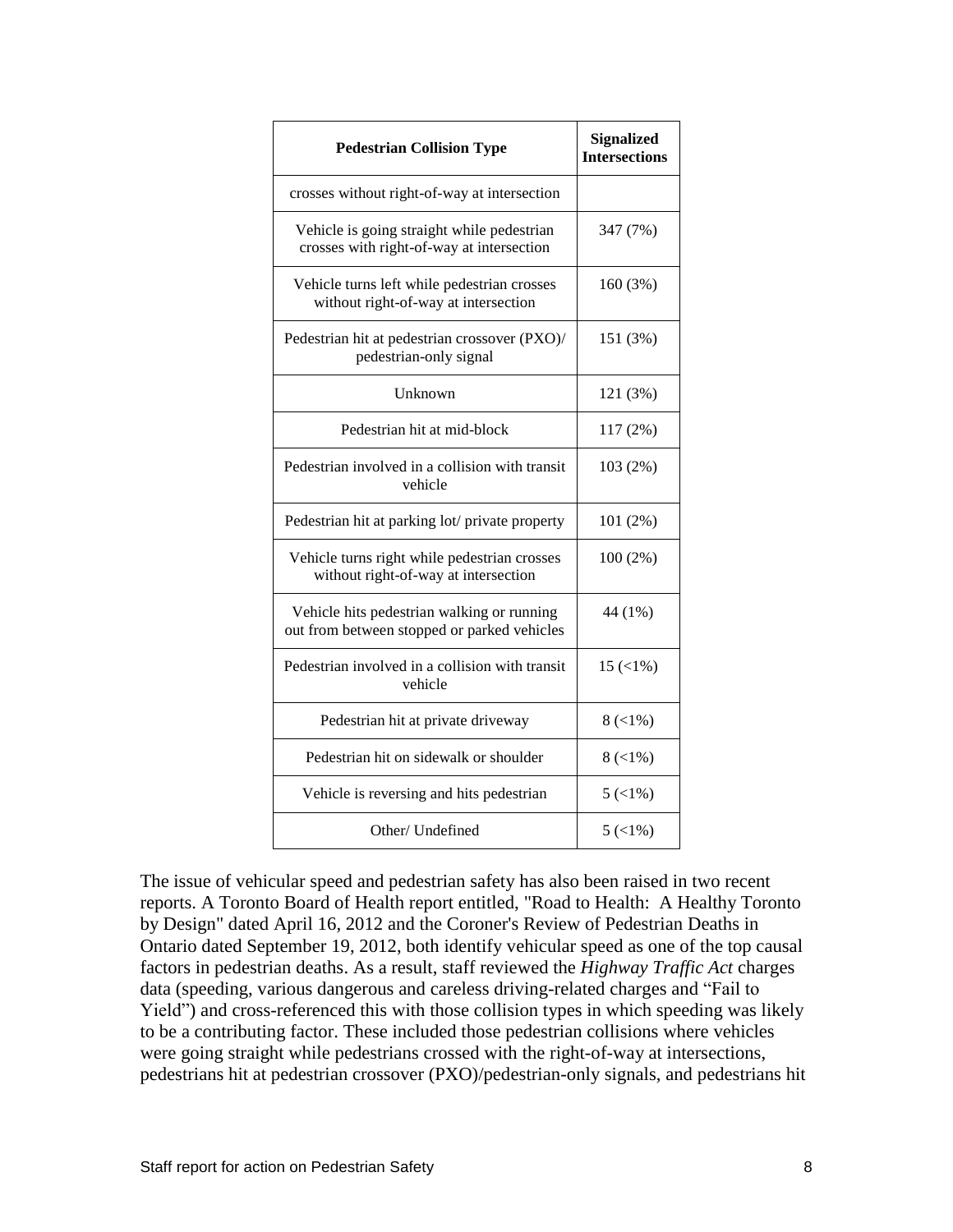| Pedestrian Collision Type | Signalized Intersections |
| --- | --- |
| crosses without right-of-way at intersection | |
| Vehicle is going straight while pedestrian crosses with right-of-way at intersection | 347 (7%) |
| Vehicle turns left while pedestrian crosses without right-of-way at intersection | 160 (3%) |
| Pedestrian hit at pedestrian crossover (PXO)/ pedestrian-only signal | 151 (3%) |
| Unknown | 121 (3%) |
| Pedestrian hit at mid-block | 117 (2%) |
| Pedestrian involved in a collision with transit vehicle | 103 (2%) |
| Pedestrian hit at parking lot/ private property | 101 (2%) |
| Vehicle turns right while pedestrian crosses without right-of-way at intersection | 100 (2%) |
| Vehicle hits pedestrian walking or running out from between stopped or parked vehicles | 44 (1%) |
| Pedestrian involved in a collision with transit vehicle | 15 (<1%) |
| Pedestrian hit at private driveway | 8 (<1%) |
| Pedestrian hit on sidewalk or shoulder | 8 (<1%) |
| Vehicle is reversing and hits pedestrian | 5 (<1%) |
| Other/ Undefined | 5 (<1%) |

The issue of vehicular speed and pedestrian safety has also been raised in two recent reports. A Toronto Board of Health report entitled, "Road to Health: A Healthy Toronto by Design" dated April 16, 2012 and the Coroner's Review of Pedestrian Deaths in Ontario dated September 19, 2012, both identify vehicular speed as one of the top causal factors in pedestrian deaths. As a result, staff reviewed the *Highway Traffic Act* charges data (speeding, various dangerous and careless driving-related charges and "Fail to Yield") and cross-referenced this with those collision types in which speeding was likely to be a contributing factor. These included those pedestrian collisions where vehicles were going straight while pedestrians crossed with the right-of-way at intersections, pedestrians hit at pedestrian crossover (PXO)/pedestrian-only signals, and pedestrians hit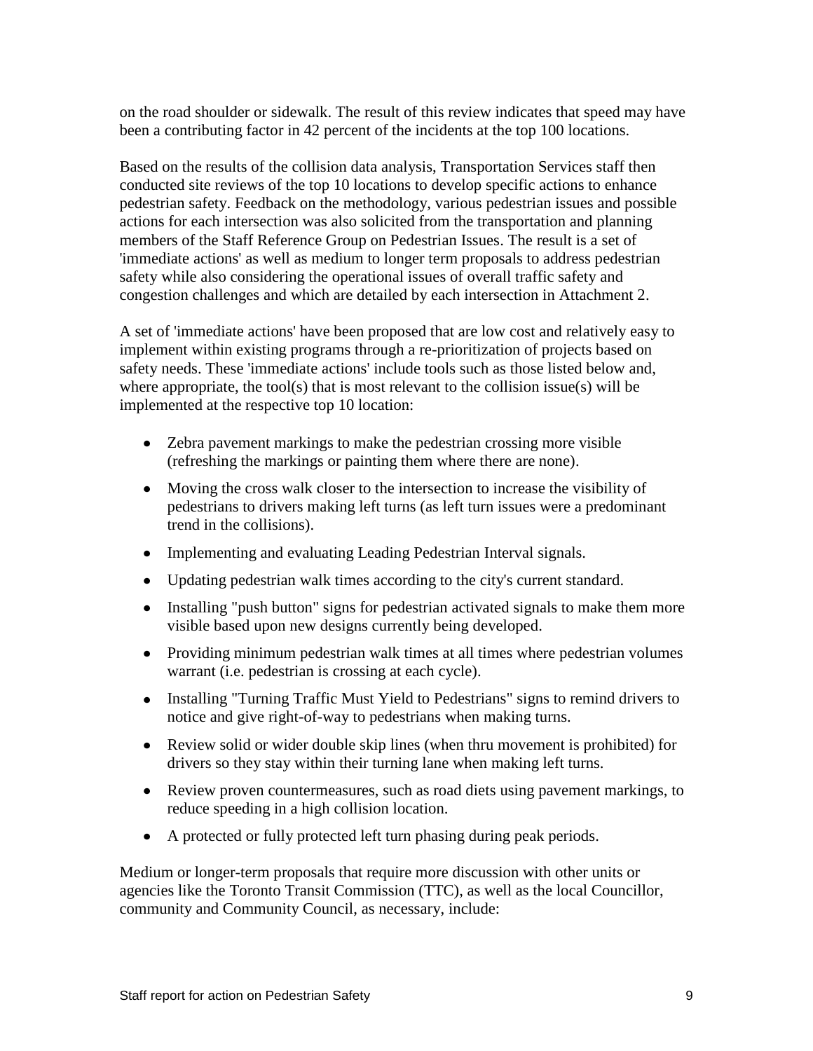on the road shoulder or sidewalk. The result of this review indicates that speed may have been a contributing factor in 42 percent of the incidents at the top 100 locations.

Based on the results of the collision data analysis, Transportation Services staff then conducted site reviews of the top 10 locations to develop specific actions to enhance pedestrian safety. Feedback on the methodology, various pedestrian issues and possible actions for each intersection was also solicited from the transportation and planning members of the Staff Reference Group on Pedestrian Issues. The result is a set of 'immediate actions' as well as medium to longer term proposals to address pedestrian safety while also considering the operational issues of overall traffic safety and congestion challenges and which are detailed by each intersection in Attachment 2.

A set of 'immediate actions' have been proposed that are low cost and relatively easy to implement within existing programs through a re-prioritization of projects based on safety needs. These 'immediate actions' include tools such as those listed below and, where appropriate, the tool(s) that is most relevant to the collision issue(s) will be implemented at the respective top 10 location:

- Zebra pavement markings to make the pedestrian crossing more visible (refreshing the markings or painting them where there are none).
- Moving the cross walk closer to the intersection to increase the visibility of pedestrians to drivers making left turns (as left turn issues were a predominant trend in the collisions).
- Implementing and evaluating Leading Pedestrian Interval signals.
- Updating pedestrian walk times according to the city's current standard.
- Installing "push button" signs for pedestrian activated signals to make them more visible based upon new designs currently being developed.
- Providing minimum pedestrian walk times at all times where pedestrian volumes warrant (i.e. pedestrian is crossing at each cycle).
- Installing "Turning Traffic Must Yield to Pedestrians" signs to remind drivers to notice and give right-of-way to pedestrians when making turns.
- Review solid or wider double skip lines (when thru movement is prohibited) for drivers so they stay within their turning lane when making left turns.
- Review proven countermeasures, such as road diets using pavement markings, to reduce speeding in a high collision location.
- A protected or fully protected left turn phasing during peak periods.

Medium or longer-term proposals that require more discussion with other units or agencies like the Toronto Transit Commission (TTC), as well as the local Councillor, community and Community Council, as necessary, include: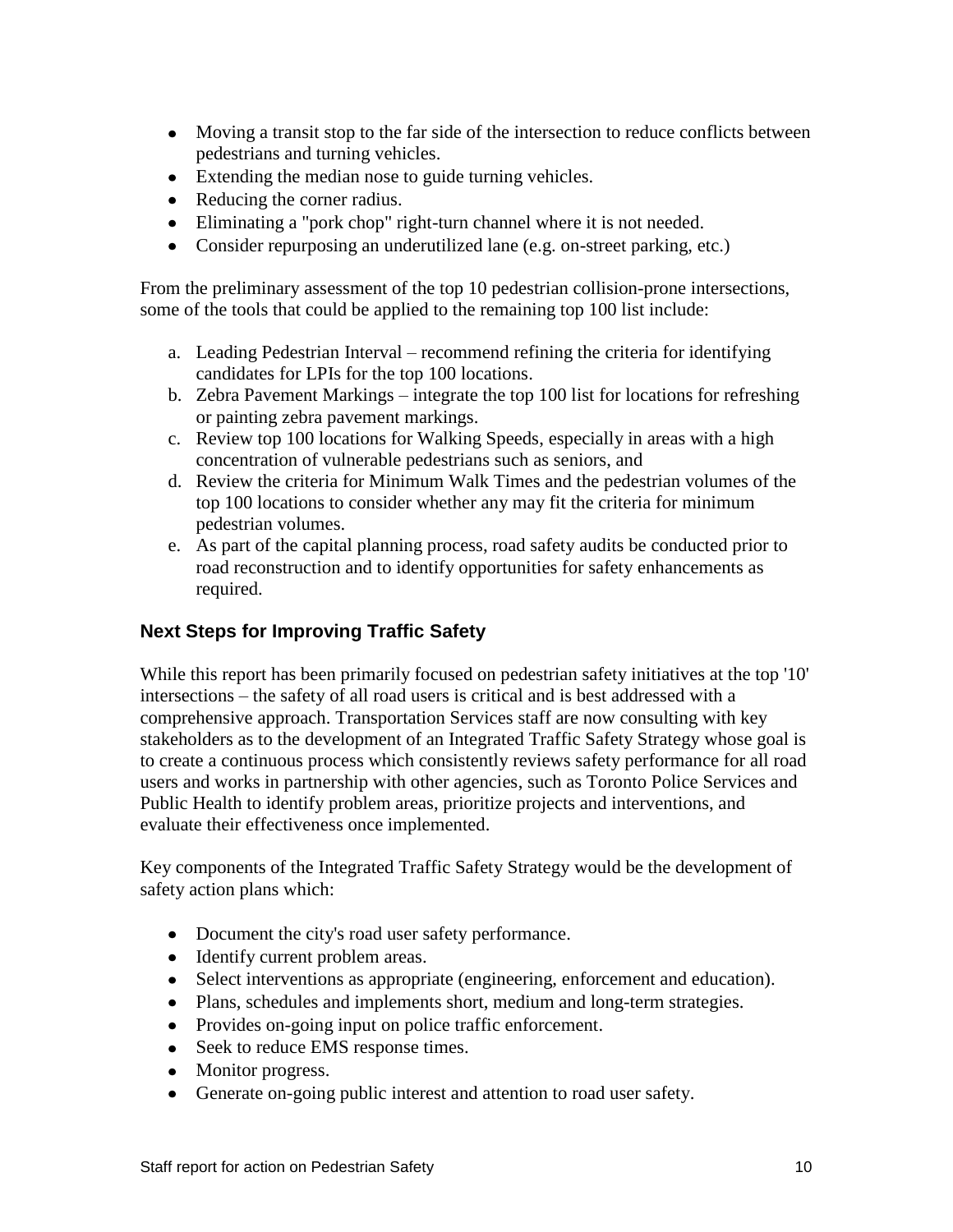- Moving a transit stop to the far side of the intersection to reduce conflicts between pedestrians and turning vehicles.
- Extending the median nose to guide turning vehicles.
- Reducing the corner radius.
- Eliminating a "pork chop" right-turn channel where it is not needed.
- Consider repurposing an underutilized lane (e.g. on-street parking, etc.)

From the preliminary assessment of the top 10 pedestrian collision-prone intersections, some of the tools that could be applied to the remaining top 100 list include:

a. Leading Pedestrian Interval – recommend refining the criteria for identifying candidates for LPIs for the top 100 locations.
b. Zebra Pavement Markings – integrate the top 100 list for locations for refreshing or painting zebra pavement markings.
c. Review top 100 locations for Walking Speeds, especially in areas with a high concentration of vulnerable pedestrians such as seniors, and
d. Review the criteria for Minimum Walk Times and the pedestrian volumes of the top 100 locations to consider whether any may fit the criteria for minimum pedestrian volumes.
e. As part of the capital planning process, road safety audits be conducted prior to road reconstruction and to identify opportunities for safety enhancements as required.

## Next Steps for Improving Traffic Safety

While this report has been primarily focused on pedestrian safety initiatives at the top '10' intersections – the safety of all road users is critical and is best addressed with a comprehensive approach. Transportation Services staff are now consulting with key stakeholders as to the development of an Integrated Traffic Safety Strategy whose goal is to create a continuous process which consistently reviews safety performance for all road users and works in partnership with other agencies, such as Toronto Police Services and Public Health to identify problem areas, prioritize projects and interventions, and evaluate their effectiveness once implemented.

Key components of the Integrated Traffic Safety Strategy would be the development of safety action plans which:

- Document the city's road user safety performance.
- Identify current problem areas.
- Select interventions as appropriate (engineering, enforcement and education).
- Plans, schedules and implements short, medium and long-term strategies.
- Provides on-going input on police traffic enforcement.
- Seek to reduce EMS response times.
- Monitor progress.
- Generate on-going public interest and attention to road user safety.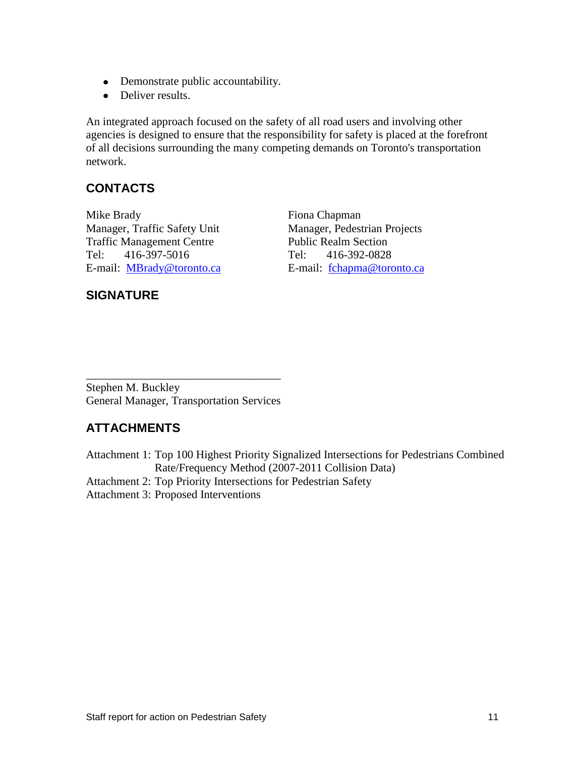- Demonstrate public accountability.
- Deliver results.

An integrated approach focused on the safety of all road users and involving other agencies is designed to ensure that the responsibility for safety is placed at the forefront of all decisions surrounding the many competing demands on Toronto's transportation network.

## CONTACTS

Mike Brady
Manager, Traffic Safety Unit
Traffic Management Centre
Tel: 416-397-5016
E-mail: MBrady@toronto.ca

Fiona Chapman
Manager, Pedestrian Projects
Public Realm Section
Tel: 416-392-0828
E-mail: fchapma@toronto.ca

## SIGNATURE

_______________________________

Stephen M. Buckley
General Manager, Transportation Services

## ATTACHMENTS

Attachment 1: Top 100 Highest Priority Signalized Intersections for Pedestrians Combined Rate/Frequency Method (2007-2011 Collision Data)
Attachment 2: Top Priority Intersections for Pedestrian Safety
Attachment 3: Proposed Interventions